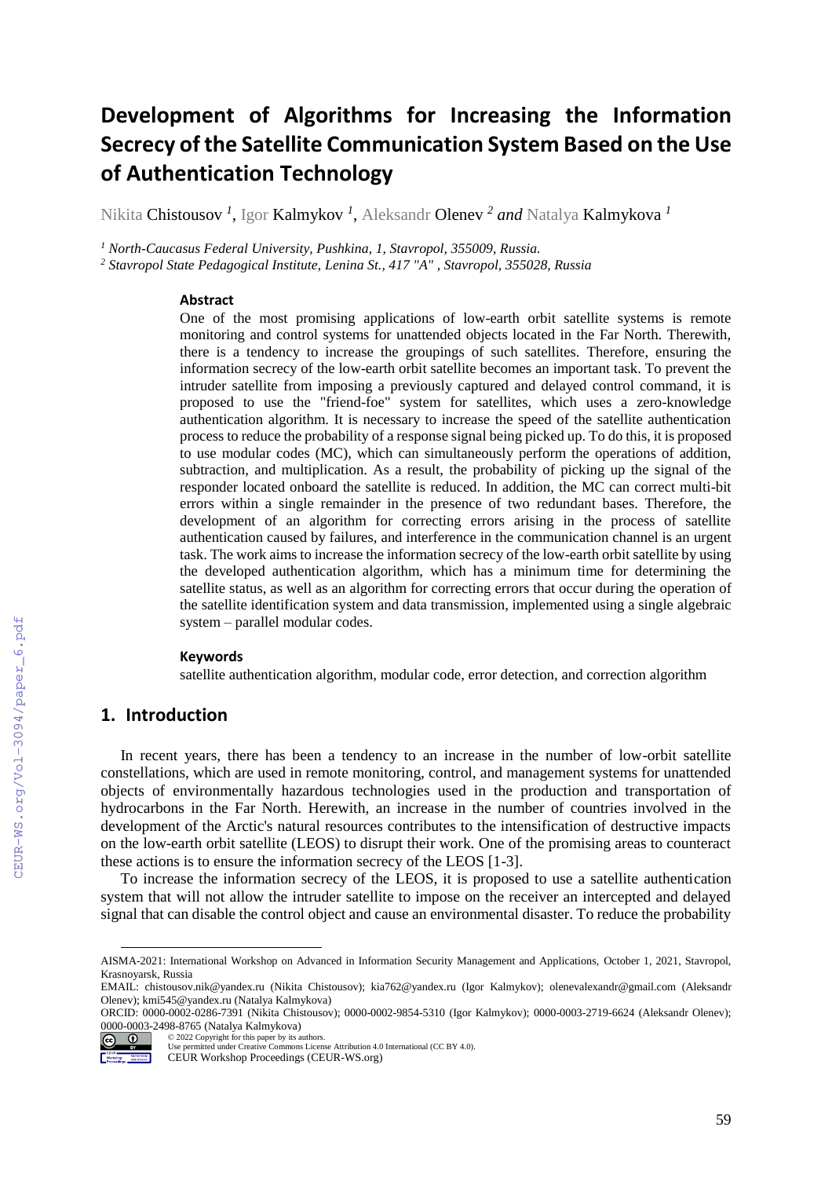# Development of Algorithms for Increasing the Information Secrecy of the Satellite Communication System Based on the Use of Authentication Technology

Nikita Chistousov [1], Igor Kalmykov [1], Aleksandr Olenev [2] *and* Natalya Kalmykova [1]

[1] *North-Caucasus Federal University, Pushkina, 1, Stavropol, 355009, Russia.*

[2] *Stavropol State Pedagogical Institute, Lenina St., 417 "A" , Stavropol, 355028, Russia*

### Abstract

One of the most promising applications of low-earth orbit satellite systems is remote monitoring and control systems for unattended objects located in the Far North. Therewith, there is a tendency to increase the groupings of such satellites. Therefore, ensuring the information secrecy of the low-earth orbit satellite becomes an important task. To prevent the intruder satellite from imposing a previously captured and delayed control command, it is proposed to use the "friend-foe" system for satellites, which uses a zero-knowledge authentication algorithm. It is necessary to increase the speed of the satellite authentication process to reduce the probability of a response signal being picked up. To do this, it is proposed to use modular codes (MC), which can simultaneously perform the operations of addition, subtraction, and multiplication. As a result, the probability of picking up the signal of the responder located onboard the satellite is reduced. In addition, the MC can correct multi-bit errors within a single remainder in the presence of two redundant bases. Therefore, the development of an algorithm for correcting errors arising in the process of satellite authentication caused by failures, and interference in the communication channel is an urgent task. The work aims to increase the information secrecy of the low-earth orbit satellite by using the developed authentication algorithm, which has a minimum time for determining the satellite status, as well as an algorithm for correcting errors that occur during the operation of the satellite identification system and data transmission, implemented using a single algebraic system – parallel modular codes.

### Keywords

satellite authentication algorithm, modular code, error detection, and correction algorithm

## 1. Introduction

In recent years, there has been a tendency to an increase in the number of low-orbit satellite constellations, which are used in remote monitoring, control, and management systems for unattended objects of environmentally hazardous technologies used in the production and transportation of hydrocarbons in the Far North. Herewith, an increase in the number of countries involved in the development of the Arctic's natural resources contributes to the intensification of destructive impacts on the low-earth orbit satellite (LEOS) to disrupt their work. One of the promising areas to counteract these actions is to ensure the information secrecy of the LEOS [1-3].

To increase the information secrecy of the LEOS, it is proposed to use a satellite authentication system that will not allow the intruder satellite to impose on the receiver an intercepted and delayed signal that can disable the control object and cause an environmental disaster. To reduce the probability

---

AISMA-2021: International Workshop on Advanced in Information Security Management and Applications, October 1, 2021, Stavropol, Krasnoyarsk, Russia

EMAIL: chistousov.nik@yandex.ru (Nikita Chistousov); kia762@yandex.ru (Igor Kalmykov); olenevalexandr@gmail.com (Aleksandr Olenev); kmi545@yandex.ru (Natalya Kalmykova)

ORCID: 0000-0002-0286-7391 (Nikita Chistousov); 0000-0002-9854-5310 (Igor Kalmykov); 0000-0003-2719-6624 (Aleksandr Olenev); 0000-0003-2498-8765 (Natalya Kalmykova)

© 2022 Copyright for this paper by its authors.
Use permitted under Creative Commons License Attribution 4.0 International (CC BY 4.0).
CEUR Workshop Proceedings (CEUR-WS.org)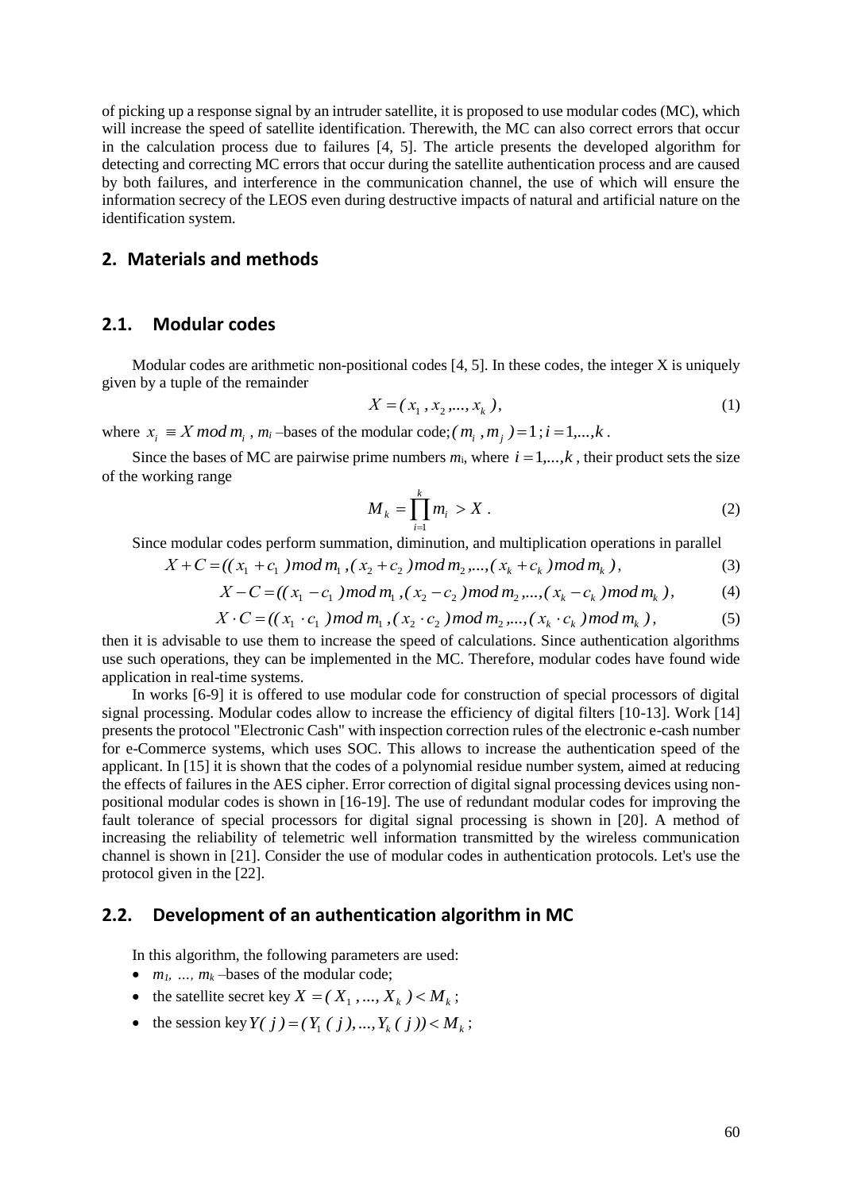of picking up a response signal by an intruder satellite, it is proposed to use modular codes (MC), which will increase the speed of satellite identification. Therewith, the MC can also correct errors that occur in the calculation process due to failures [4, 5]. The article presents the developed algorithm for detecting and correcting MC errors that occur during the satellite authentication process and are caused by both failures, and interference in the communication channel, the use of which will ensure the information secrecy of the LEOS even during destructive impacts of natural and artificial nature on the identification system.

## 2. Materials and methods

### 2.1. Modular codes

Modular codes are arithmetic non-positional codes [4, 5]. In these codes, the integer X is uniquely given by a tuple of the remainder

$$X = (x_1, x_2, \ldots, x_k), \tag{1}$$

where $x_i \equiv X \bmod m_i$, $m_i$ –bases of the modular code; $(m_i, m_j) = 1; i = 1, \ldots, k$.

Since the bases of MC are pairwise prime numbers $m_i$, where $i = 1, \ldots, k$, their product sets the size of the working range

$$M_k = \prod_{i=1}^{k} m_i > X. \tag{2}$$

Since modular codes perform summation, diminution, and multiplication operations in parallel

$$X + C = ((x_1 + c_1) \bmod m_1, (x_2 + c_2) \bmod m_2, \ldots, (x_k + c_k) \bmod m_k), \tag{3}$$

$$X - C = ((x_1 - c_1) \bmod m_1, (x_2 - c_2) \bmod m_2, \ldots, (x_k - c_k) \bmod m_k), \tag{4}$$

$$X \cdot C = ((x_1 \cdot c_1) \bmod m_1, (x_2 \cdot c_2) \bmod m_2, \ldots, (x_k \cdot c_k) \bmod m_k), \tag{5}$$

then it is advisable to use them to increase the speed of calculations. Since authentication algorithms use such operations, they can be implemented in the MC. Therefore, modular codes have found wide application in real-time systems.

In works [6-9] it is offered to use modular code for construction of special processors of digital signal processing. Modular codes allow to increase the efficiency of digital filters [10-13]. Work [14] presents the protocol "Electronic Cash" with inspection correction rules of the electronic e-cash number for e-Commerce systems, which uses SOC. This allows to increase the authentication speed of the applicant. In [15] it is shown that the codes of a polynomial residue number system, aimed at reducing the effects of failures in the AES cipher. Error correction of digital signal processing devices using non-positional modular codes is shown in [16-19]. The use of redundant modular codes for improving the fault tolerance of special processors for digital signal processing is shown in [20]. A method of increasing the reliability of telemetric well information transmitted by the wireless communication channel is shown in [21]. Consider the use of modular codes in authentication protocols. Let's use the protocol given in the [22].

### 2.2. Development of an authentication algorithm in MC

In this algorithm, the following parameters are used:

- $m_1, \ldots, m_k$ –bases of the modular code;
- the satellite secret key $X = (X_1, \ldots, X_k) < M_k$;
- the session key $Y(j) = (Y_1(j), \ldots, Y_k(j)) < M_k$;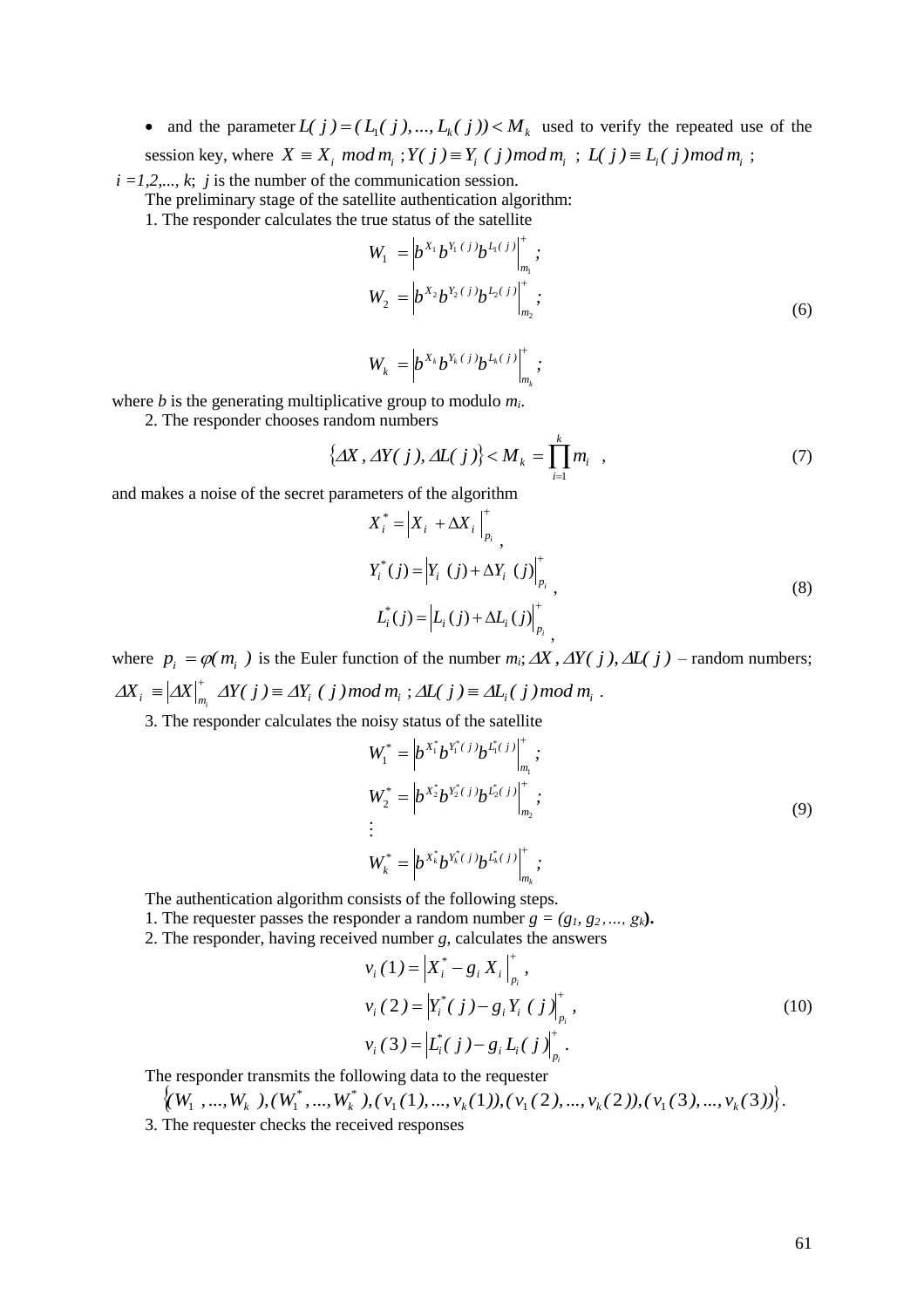- and the parameter $L(j) = (L_1(j), ..., L_k(j)) < M_k$ used to verify the repeated use of the session key, where $X \equiv X_i \mod m_i$ ; $Y(j) \equiv Y_i(j) \mod m_i$ ; $L(j) \equiv L_i(j) \mod m_i$ ; $i = 1,2,..., k$; $j$ is the number of the communication session.

The preliminary stage of the satellite authentication algorithm:

1. The responder calculates the true status of the satellite

$$
\begin{aligned}
W_1 &= \left| b^{X_1} b^{Y_1(j)} b^{L_1(j)} \right|_{m_1}^{+} ; \\
W_2 &= \left| b^{X_2} b^{Y_2(j)} b^{L_2(j)} \right|_{m_2}^{+} ; \\
\\
W_k &= \left| b^{X_k} b^{Y_k(j)} b^{L_k(j)} \right|_{m_k}^{+} ;
\end{aligned}
\tag{6}
$$

where $b$ is the generating multiplicative group to modulo $m_i$.

2. The responder chooses random numbers

$$
\{\Delta X, \Delta Y(j), \Delta L(j)\} < M_k = \prod_{i=1}^{k} m_i \ , \tag{7}
$$

and makes a noise of the secret parameters of the algorithm

$$
\begin{aligned}
X_i^* &= \left| X_i + \Delta X_i \right|_{p_i}^{+} , \\
Y_i^*(j) &= \left| Y_i(j) + \Delta Y_i(j) \right|_{p_i}^{+} , \\
L_i^*(j) &= \left| L_i(j) + \Delta L_i(j) \right|_{p_i}^{+} ,
\end{aligned}
\tag{8}
$$

where $p_i = \varphi(m_i)$ is the Euler function of the number $m_i$; $\Delta X, \Delta Y(j), \Delta L(j)$ – random numbers; $\Delta X_i \equiv \left| \Delta X \right|_{m_i}^{+}$ $\Delta Y(j) \equiv \Delta Y_i(j) \mod m_i$ ; $\Delta L(j) \equiv \Delta L_i(j) \mod m_i$ .

3. The responder calculates the noisy status of the satellite

$$
\begin{aligned}
W_1^* &= \left| b^{X_1^*} b^{Y_1^*(j)} b^{L_1^*(j)} \right|_{m_1}^{+} ; \\
W_2^* &= \left| b^{X_2^*} b^{Y_2^*(j)} b^{L_2^*(j)} \right|_{m_2}^{+} ; \\
&\vdots \\
W_k^* &= \left| b^{X_k^*} b^{Y_k^*(j)} b^{L_k^*(j)} \right|_{m_k}^{+} ;
\end{aligned}
\tag{9}
$$

The authentication algorithm consists of the following steps.

1. The requester passes the responder a random number $g = (g_1, g_2, ..., g_k)$.
2. The responder, having received number $g$, calculates the answers

$$
\begin{aligned}
v_i(1) &= \left| X_i^* - g_i X_i \right|_{p_i}^{+} , \\
v_i(2) &= \left| Y_i^*(j) - g_i Y_i(j) \right|_{p_i}^{+} , \\
v_i(3) &= \left| L_i^*(j) - g_i L_i(j) \right|_{p_i}^{+} .
\end{aligned}
\tag{10}
$$

The responder transmits the following data to the requester

$$
\{(W_1, ..., W_k), (W_1^*, ..., W_k^*), (v_1(1), ..., v_k(1)), (v_1(2), ..., v_k(2)), (v_1(3), ..., v_k(3))\}.
$$

3. The requester checks the received responses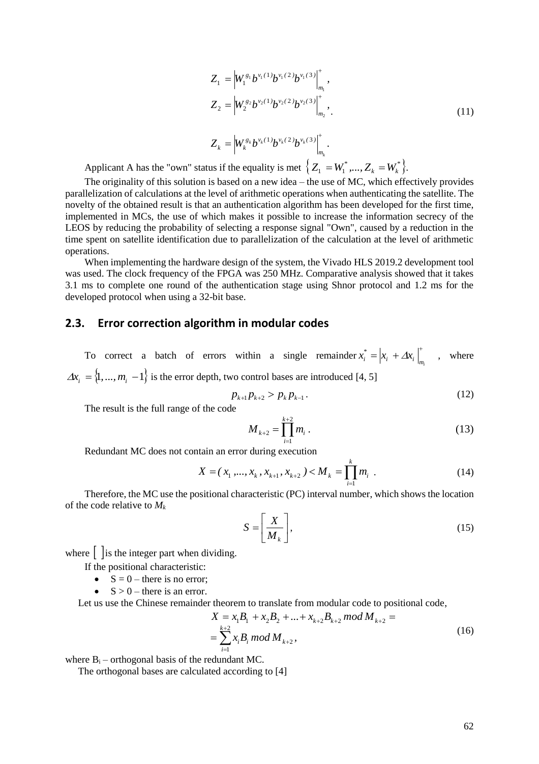$$
\begin{aligned}
Z_1 &= \left|W_1^{g_1} b^{v_1(1)} b^{v_1(2)} b^{v_1(3)}\right|_{m_1}^{+}, \\
Z_2 &= \left|W_2^{g_2} b^{v_2(1)} b^{v_2(2)} b^{v_2(3)}\right|_{m_2}^{+}, \\
Z_k &= \left|W_k^{g_k} b^{v_k(1)} b^{v_k(2)} b^{v_k(3)}\right|_{m_k}^{+}.
\end{aligned}
\tag{11}
$$

Applicant A has the "own" status if the equality is met $\left\{ Z_1 = W_1^*, ..., Z_k = W_k^* \right\}$.

The originality of this solution is based on a new idea – the use of MC, which effectively provides parallelization of calculations at the level of arithmetic operations when authenticating the satellite. The novelty of the obtained result is that an authentication algorithm has been developed for the first time, implemented in MCs, the use of which makes it possible to increase the information secrecy of the LEOS by reducing the probability of selecting a response signal "Own", caused by a reduction in the time spent on satellite identification due to parallelization of the calculation at the level of arithmetic operations.

When implementing the hardware design of the system, the Vivado HLS 2019.2 development tool was used. The clock frequency of the FPGA was 250 MHz. Comparative analysis showed that it takes 3.1 ms to complete one round of the authentication stage using Shnor protocol and 1.2 ms for the developed protocol when using a 32-bit base.

## 2.3. Error correction algorithm in modular codes

To correct a batch of errors within a single remainder $x_i^* = \left|x_i + \Delta x_i\right|_{m_i}^{+}$, where $\Delta x_i = \{1, ..., m_i - 1\}$ is the error depth, two control bases are introduced [4, 5]

$$
p_{k+1} p_{k+2} > p_k p_{k-1}. \tag{12}
$$

The result is the full range of the code

$$
M_{k+2} = \prod_{i=1}^{k+2} m_i . \tag{13}
$$

Redundant MC does not contain an error during execution

$$
X = (x_1, ..., x_k, x_{k+1}, x_{k+2}) < M_k = \prod_{i=1}^{k} m_i . \tag{14}
$$

Therefore, the MC use the positional characteristic (PC) interval number, which shows the location of the code relative to $M_k$

$$
S = \left[ \frac{X}{M_k} \right], \tag{15}
$$

where $[\ ]$ is the integer part when dividing.

If the positional characteristic:

- S = 0 – there is no error;
- S > 0 – there is an error.

Let us use the Chinese remainder theorem to translate from modular code to positional code,

$$
\begin{aligned}
X &= x_1 B_1 + x_2 B_2 + ... + x_{k+2} B_{k+2} \bmod M_{k+2} = \\
&= \sum_{i=1}^{k+2} x_i B_i \bmod M_{k+2},
\end{aligned}
\tag{16}
$$

where $B_i$ – orthogonal basis of the redundant MC.

The orthogonal bases are calculated according to [4]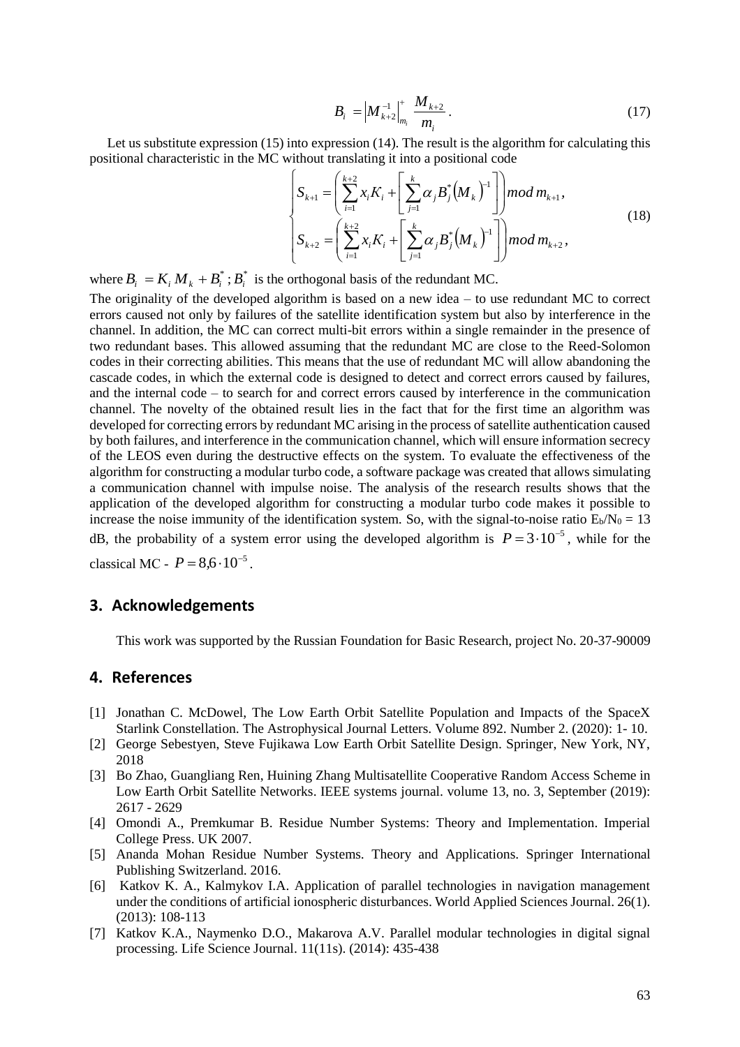$$B_i = \left|M_{k+2}^{-1}\right|_{m_i}^{+} \frac{M_{k+2}}{m_i}. \tag{17}$$

Let us substitute expression (15) into expression (14). The result is the algorithm for calculating this positional characteristic in the MC without translating it into a positional code

$$\begin{cases} S_{k+1} = \left( \sum_{i=1}^{k+2} x_i K_i + \left[ \sum_{j=1}^{k} \alpha_j B_j^* \left(M_k\right)^{-1} \right] \right) mod\, m_{k+1}, \\ S_{k+2} = \left( \sum_{i=1}^{k+2} x_i K_i + \left[ \sum_{j=1}^{k} \alpha_j B_j^* \left(M_k\right)^{-1} \right] \right) mod\, m_{k+2}, \end{cases} \tag{18}$$

where $B_i = K_i M_k + B_i^*$; $B_i^*$ is the orthogonal basis of the redundant MC.

The originality of the developed algorithm is based on a new idea – to use redundant MC to correct errors caused not only by failures of the satellite identification system but also by interference in the channel. In addition, the MC can correct multi-bit errors within a single remainder in the presence of two redundant bases. This allowed assuming that the redundant MC are close to the Reed-Solomon codes in their correcting abilities. This means that the use of redundant MC will allow abandoning the cascade codes, in which the external code is designed to detect and correct errors caused by failures, and the internal code – to search for and correct errors caused by interference in the communication channel. The novelty of the obtained result lies in the fact that for the first time an algorithm was developed for correcting errors by redundant MC arising in the process of satellite authentication caused by both failures, and interference in the communication channel, which will ensure information secrecy of the LEOS even during the destructive effects on the system. To evaluate the effectiveness of the algorithm for constructing a modular turbo code, a software package was created that allows simulating a communication channel with impulse noise. The analysis of the research results shows that the application of the developed algorithm for constructing a modular turbo code makes it possible to increase the noise immunity of the identification system. So, with the signal-to-noise ratio $E_b/N_0 = 13$ dB, the probability of a system error using the developed algorithm is $P = 3 \cdot 10^{-5}$, while for the classical MC - $P = 8{,}6 \cdot 10^{-5}$.

## 3. Acknowledgements

This work was supported by the Russian Foundation for Basic Research, project No. 20-37-90009

## 4. References

[1] Jonathan C. McDowel, The Low Earth Orbit Satellite Population and Impacts of the SpaceX Starlink Constellation. The Astrophysical Journal Letters. Volume 892. Number 2. (2020): 1- 10.

[2] George Sebestyen, Steve Fujikawa Low Earth Orbit Satellite Design. Springer, New York, NY, 2018

[3] Bo Zhao, Guangliang Ren, Huining Zhang Multisatellite Cooperative Random Access Scheme in Low Earth Orbit Satellite Networks. IEEE systems journal. volume 13, no. 3, September (2019): 2617 - 2629

[4] Omondi A., Premkumar B. Residue Number Systems: Theory and Implementation. Imperial College Press. UK 2007.

[5] Ananda Mohan Residue Number Systems. Theory and Applications. Springer International Publishing Switzerland. 2016.

[6] Katkov K. A., Kalmykov I.A. Application of parallel technologies in navigation management under the conditions of artificial ionospheric disturbances. World Applied Sciences Journal. 26(1). (2013): 108-113

[7] Katkov K.A., Naymenko D.O., Makarova A.V. Parallel modular technologies in digital signal processing. Life Science Journal. 11(11s). (2014): 435-438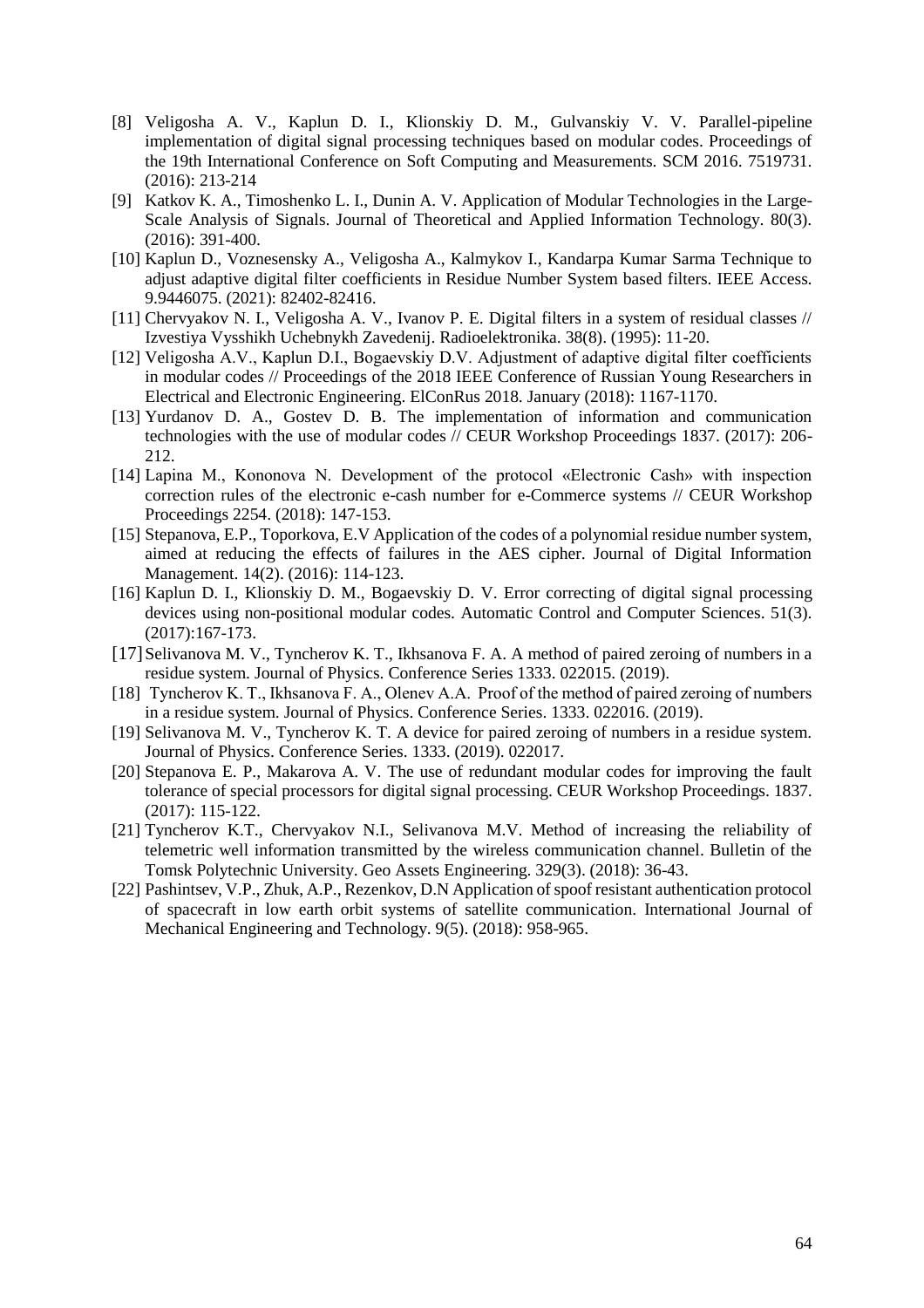[8] Veligosha A. V., Kaplun D. I., Klionskiy D. M., Gulvanskiy V. V. Parallel-pipeline implementation of digital signal processing techniques based on modular codes. Proceedings of the 19th International Conference on Soft Computing and Measurements. SCM 2016. 7519731. (2016): 213-214

[9] Katkov K. A., Timoshenko L. I., Dunin A. V. Application of Modular Technologies in the Large-Scale Analysis of Signals. Journal of Theoretical and Applied Information Technology. 80(3). (2016): 391-400.

[10] Kaplun D., Voznesensky A., Veligosha A., Kalmykov I., Kandarpa Kumar Sarma Technique to adjust adaptive digital filter coefficients in Residue Number System based filters. IEEE Access. 9.9446075. (2021): 82402-82416.

[11] Chervyakov N. I., Veligosha A. V., Ivanov P. E. Digital filters in a system of residual classes // Izvestiya Vysshikh Uchebnykh Zavedenij. Radioelektronika. 38(8). (1995): 11-20.

[12] Veligosha A.V., Kaplun D.I., Bogaevskiy D.V. Adjustment of adaptive digital filter coefficients in modular codes // Proceedings of the 2018 IEEE Conference of Russian Young Researchers in Electrical and Electronic Engineering. ElConRus 2018. January (2018): 1167-1170.

[13] Yurdanov D. A., Gostev D. B. The implementation of information and communication technologies with the use of modular codes // CEUR Workshop Proceedings 1837. (2017): 206-212.

[14] Lapina M., Kononova N. Development of the protocol «Electronic Cash» with inspection correction rules of the electronic e-cash number for e-Commerce systems // CEUR Workshop Proceedings 2254. (2018): 147-153.

[15] Stepanova, E.P., Toporkova, E.V Application of the codes of a polynomial residue number system, aimed at reducing the effects of failures in the AES cipher. Journal of Digital Information Management. 14(2). (2016): 114-123.

[16] Kaplun D. I., Klionskiy D. M., Bogaevskiy D. V. Error correcting of digital signal processing devices using non-positional modular codes. Automatic Control and Computer Sciences. 51(3). (2017):167-173.

[17] Selivanova M. V., Tyncherov K. T., Ikhsanova F. A. A method of paired zeroing of numbers in a residue system. Journal of Physics. Conference Series 1333. 022015. (2019).

[18] Tyncherov K. T., Ikhsanova F. A., Olenev A.A. Proof of the method of paired zeroing of numbers in a residue system. Journal of Physics. Conference Series. 1333. 022016. (2019).

[19] Selivanova M. V., Tyncherov K. T. A device for paired zeroing of numbers in a residue system. Journal of Physics. Conference Series. 1333. (2019). 022017.

[20] Stepanova E. P., Makarova A. V. The use of redundant modular codes for improving the fault tolerance of special processors for digital signal processing. CEUR Workshop Proceedings. 1837. (2017): 115-122.

[21] Tyncherov K.T., Chervyakov N.I., Selivanova M.V. Method of increasing the reliability of telemetric well information transmitted by the wireless communication channel. Bulletin of the Tomsk Polytechnic University. Geo Assets Engineering. 329(3). (2018): 36-43.

[22] Pashintsev, V.P., Zhuk, A.P., Rezenkov, D.N Application of spoof resistant authentication protocol of spacecraft in low earth orbit systems of satellite communication. International Journal of Mechanical Engineering and Technology. 9(5). (2018): 958-965.